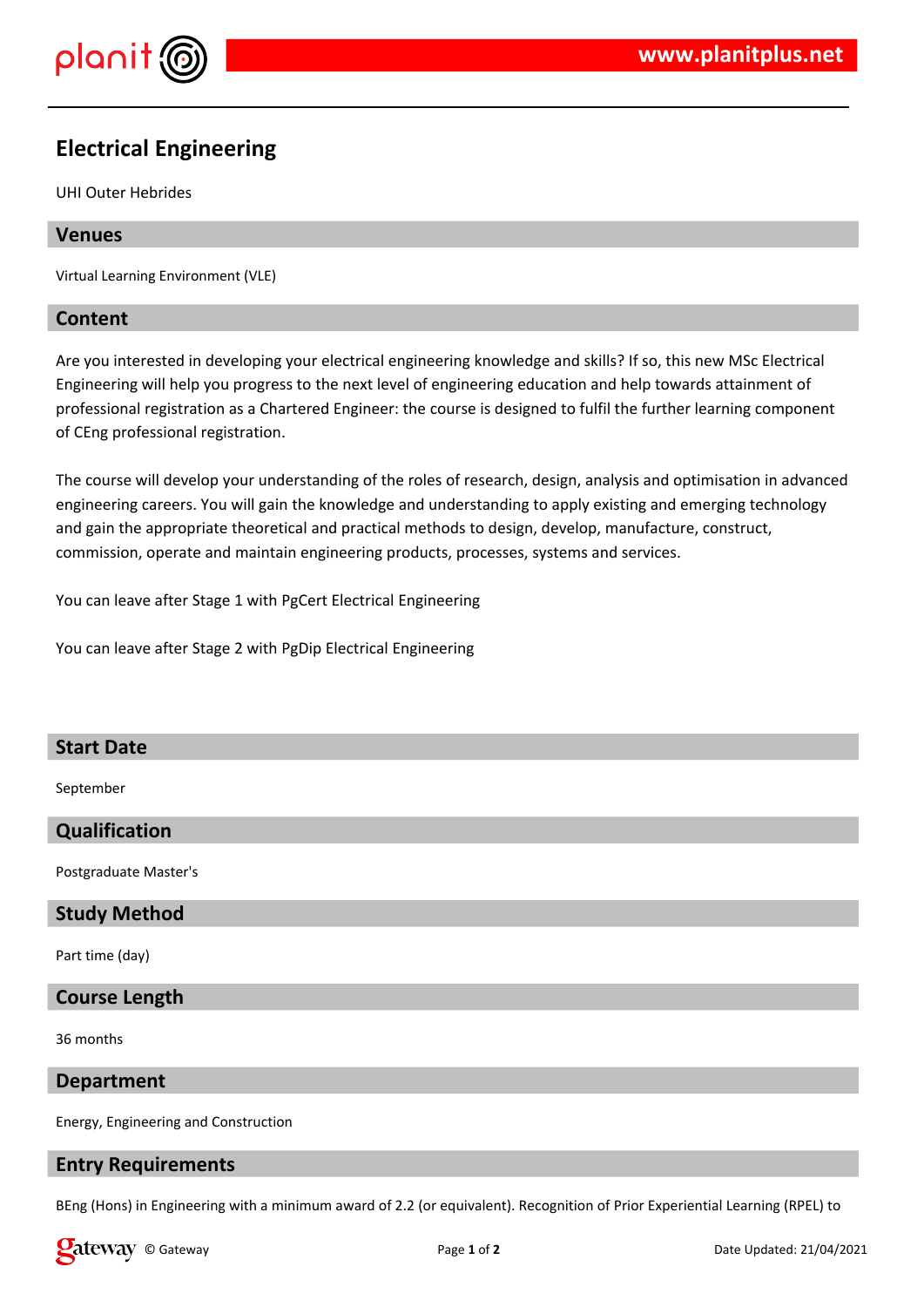# Electrical Engineering

UHI Outer Hebrides

## Venues

Virtual Learning Environment (VLE)

## Content

Are you interested in developing your electrical engineering knowledge and skills? If so, this new MSc Electrical Engineering will help you progress to the next level of engineering education and help towards attainment of professional registration as a Chartered Engineer: the course is designed to fulfil the further learning component of CEng professional registration.

The course will develop your understanding of the roles of research, design, analysis and optimisation in advanced engineering careers. You will gain the knowledge and understanding to apply existing and emerging technology and gain the appropriate theoretical and practical methods to design, develop, manufacture, construct, commission, operate and maintain engineering products, processes, systems and services.

You can leave after Stage 1 with PgCert Electrical Engineering

You can leave after Stage 2 with PgDip Electrical Engineering

## Start Date

September

## Qualification

Postgraduate Master's

## Study Method

Part time (day)

## Course Length

36 months

## Department

Energy, Engineering and Construction

## Entry Requirements

BEng (Hons) in Engineering with a minimum award of 2.2 (or equivalent). Recognition of Prior Experiential Learning (RPEL) to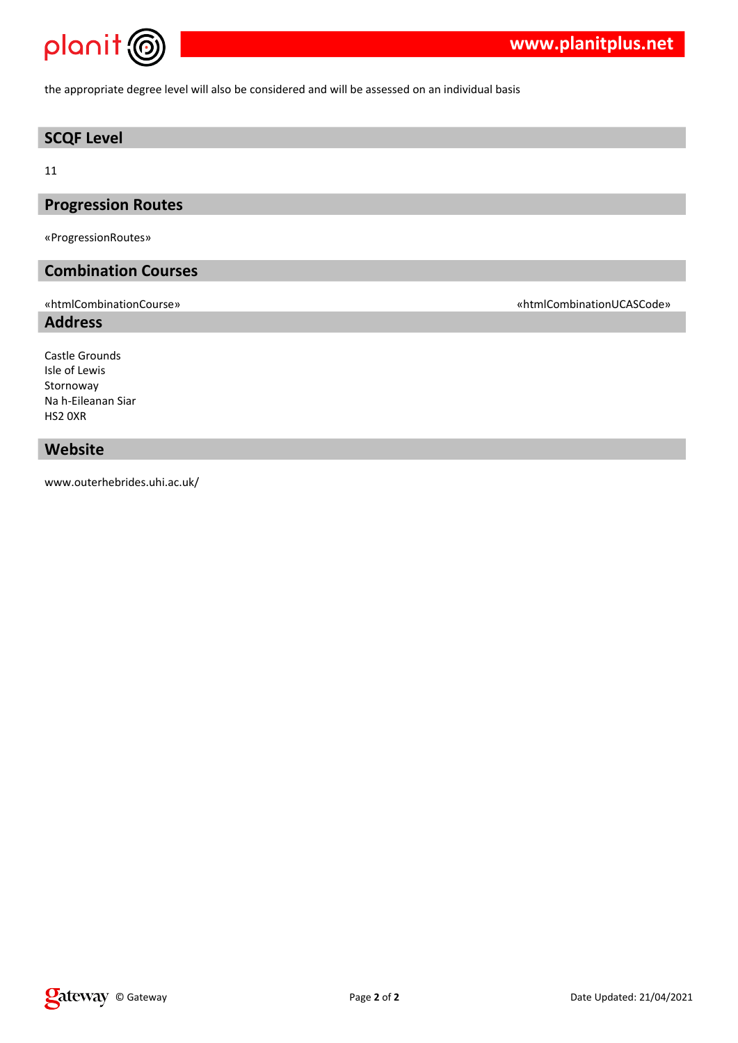the appropriate degree level will also be considered and will be assessed on an individual basis

## SCQF Level

11

## Progression Routes

«ProgressionRoutes»

## Combination Courses

«htmlCombinationCourse» «htmlCombinationUCASCode»

## Address

Castle Grounds
Isle of Lewis
Stornoway
Na h-Eileanan Siar
HS2 0XR

## Website

www.outerhebrides.uhi.ac.uk/